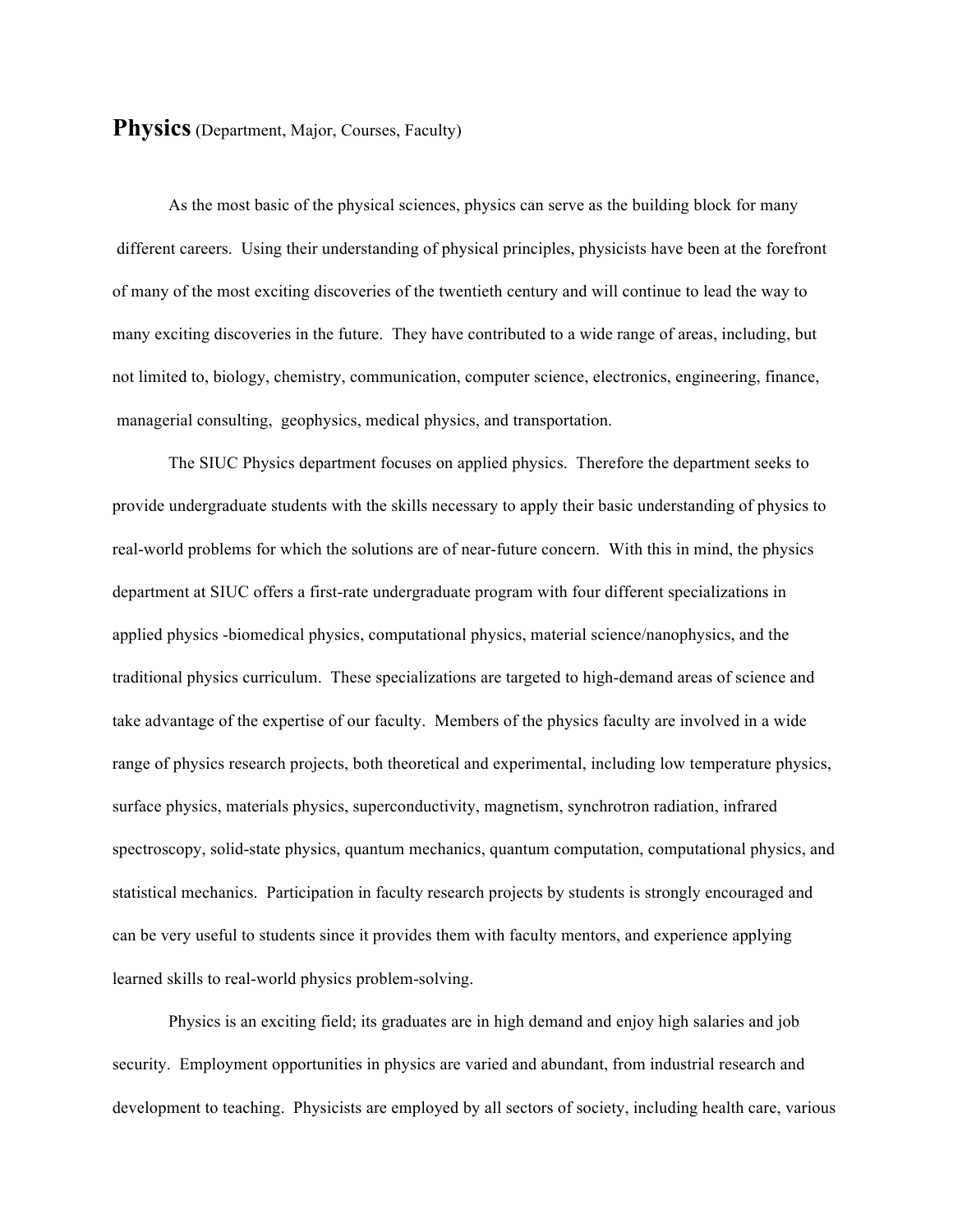# **Physics** (Department, Major, Courses, Faculty)

As the most basic of the physical sciences, physics can serve as the building block for many different careers. Using their understanding of physical principles, physicists have been at the forefront of many of the most exciting discoveries of the twentieth century and will continue to lead the way to many exciting discoveries in the future. They have contributed to a wide range of areas, including, but not limited to, biology, chemistry, communication, computer science, electronics, engineering, finance, managerial consulting, geophysics, medical physics, and transportation.

The SIUC Physics department focuses on applied physics. Therefore the department seeks to provide undergraduate students with the skills necessary to apply their basic understanding of physics to real-world problems for which the solutions are of near-future concern. With this in mind, the physics department at SIUC offers a first-rate undergraduate program with four different specializations in applied physics -biomedical physics, computational physics, material science/nanophysics, and the traditional physics curriculum. These specializations are targeted to high-demand areas of science and take advantage of the expertise of our faculty. Members of the physics faculty are involved in a wide range of physics research projects, both theoretical and experimental, including low temperature physics, surface physics, materials physics, superconductivity, magnetism, synchrotron radiation, infrared spectroscopy, solid-state physics, quantum mechanics, quantum computation, computational physics, and statistical mechanics. Participation in faculty research projects by students is strongly encouraged and can be very useful to students since it provides them with faculty mentors, and experience applying learned skills to real-world physics problem-solving.

Physics is an exciting field; its graduates are in high demand and enjoy high salaries and job security. Employment opportunities in physics are varied and abundant, from industrial research and development to teaching. Physicists are employed by all sectors of society, including health care, various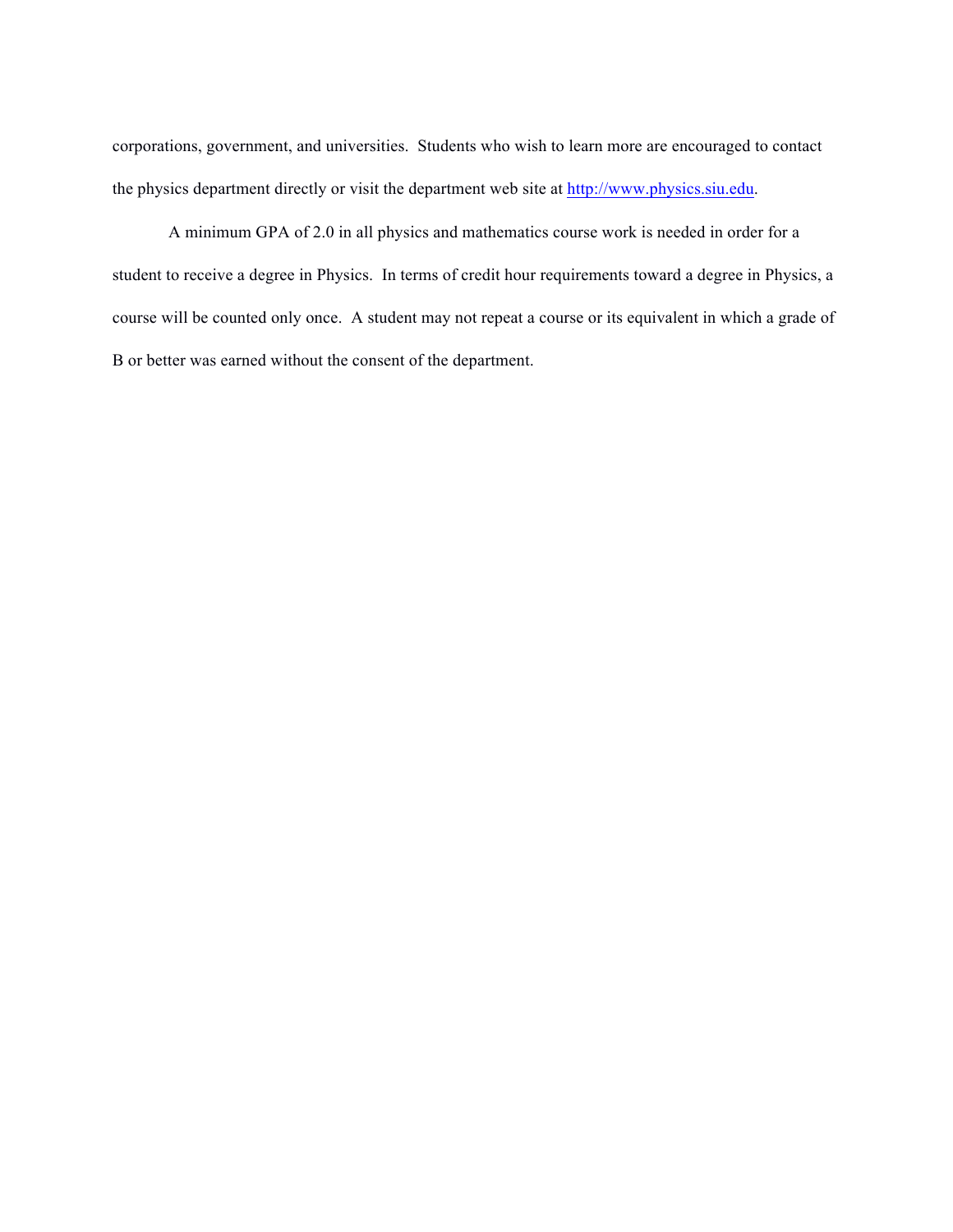corporations, government, and universities. Students who wish to learn more are encouraged to contact the physics department directly or visit the department web site at [http://www.physics.siu.edu](http://www.physics.siu.edu).

A minimum GPA of 2.0 in all physics and mathematics course work is needed in order for a student to receive a degree in Physics. In terms of credit hour requirements toward a degree in Physics, a course will be counted only once. A student may not repeat a course or its equivalent in which a grade of B or better was earned without the consent of the department.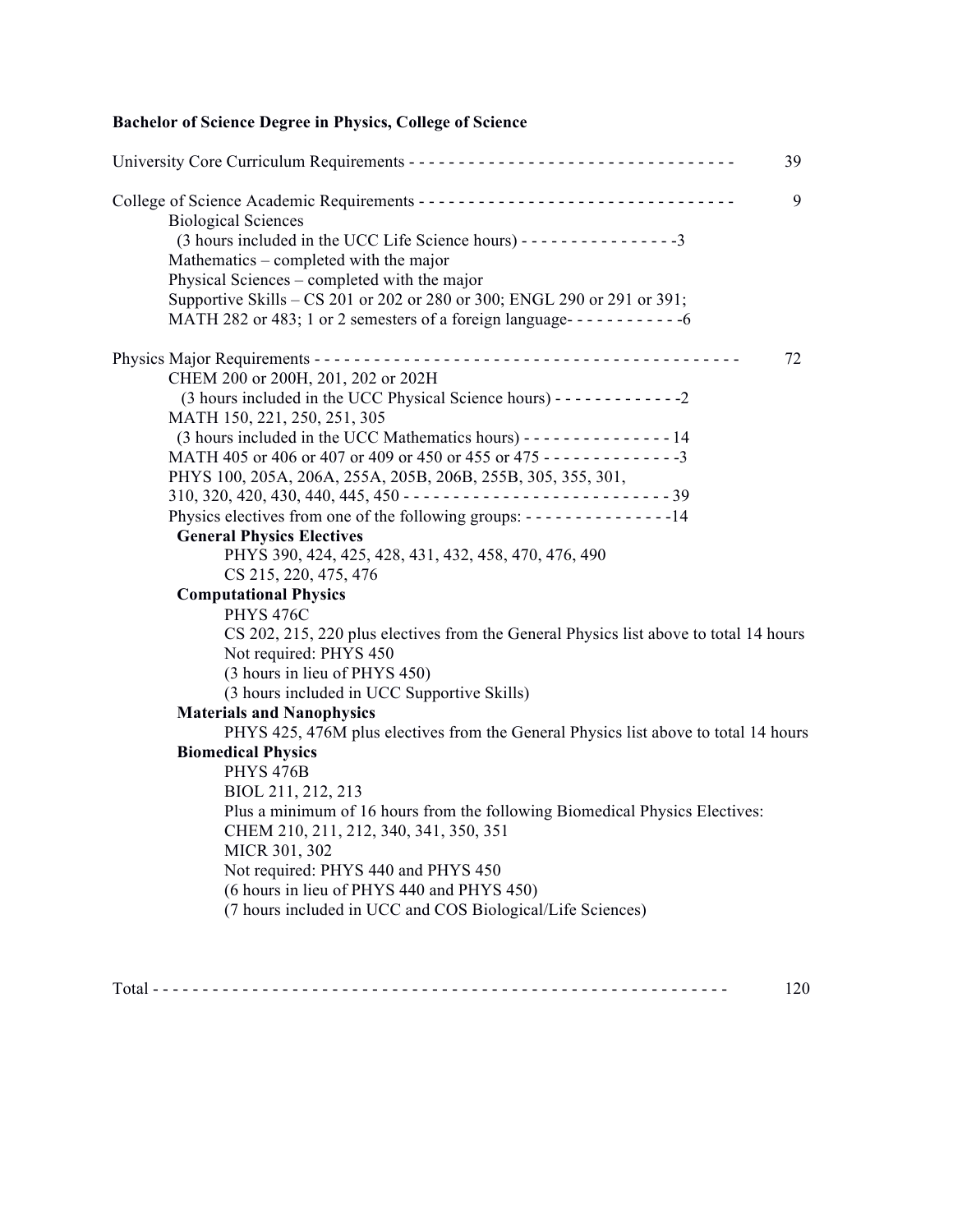**Bachelor of Science Degree in Physics, College of Science**

University Core Curriculum Requirements - - - - - - - - - - - - - - - - - - - - - - - - - - - - - - - - 39

College of Science Academic Requirements - - - - - - - - - - - - - - - - - - - - - - - - - - - - - - - 9

- Biological Sciences
  - (3 hours included in the UCC Life Science hours) - - - - - - - - - - - - - - - -3
- Mathematics – completed with the major
- Physical Sciences – completed with the major
- Supportive Skills – CS 201 or 202 or 280 or 300; ENGL 290 or 291 or 391; MATH 282 or 483; 1 or 2 semesters of a foreign language- - - - - - - - - - - -6

Physics Major Requirements - - - - - - - - - - - - - - - - - - - - - - - - - - - - - - - - - - - - - - - - - 72

- CHEM 200 or 200H, 201, 202 or 202H
  - (3 hours included in the UCC Physical Science hours) - - - - - - - - - - - - -2
- MATH 150, 221, 250, 251, 305
  - (3 hours included in the UCC Mathematics hours) - - - - - - - - - - - - - - - 14
- MATH 405 or 406 or 407 or 409 or 450 or 455 or 475 - - - - - - - - - - - - - -3
- PHYS 100, 205A, 206A, 255A, 205B, 206B, 255B, 305, 355, 301, 310, 320, 420, 430, 440, 445, 450 - - - - - - - - - - - - - - - - - - - - - - - - - - 39
- Physics electives from one of the following groups: - - - - - - - - - - - - - - -14

  **General Physics Electives**
  - PHYS 390, 424, 425, 428, 431, 432, 458, 470, 476, 490
  - CS 215, 220, 475, 476

  **Computational Physics**
  - PHYS 476C
  - CS 202, 215, 220 plus electives from the General Physics list above to total 14 hours
  - Not required: PHYS 450
  - (3 hours in lieu of PHYS 450)
  - (3 hours included in UCC Supportive Skills)

  **Materials and Nanophysics**
  - PHYS 425, 476M plus electives from the General Physics list above to total 14 hours

  **Biomedical Physics**
  - PHYS 476B
  - BIOL 211, 212, 213
  - Plus a minimum of 16 hours from the following Biomedical Physics Electives:
  - CHEM 210, 211, 212, 340, 341, 350, 351
  - MICR 301, 302
  - Not required: PHYS 440 and PHYS 450
  - (6 hours in lieu of PHYS 440 and PHYS 450)
  - (7 hours included in UCC and COS Biological/Life Sciences)

Total - - - - - - - - - - - - - - - - - - - - - - - - - - - - - - - - - - - - - - - - - - - - - - - - - - - - - - - - - 120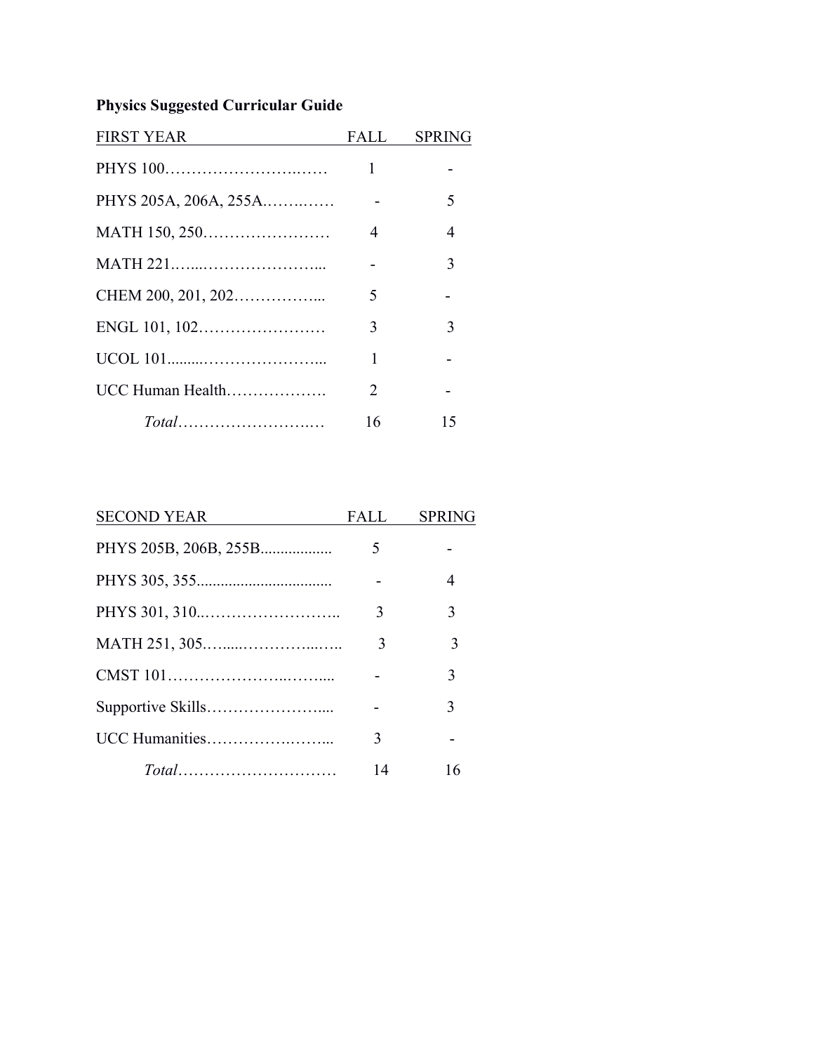**Physics Suggested Curricular Guide**

| FIRST YEAR | FALL | SPRING |
| --- | --- | --- |
| PHYS 100 | 1 | - |
| PHYS 205A, 206A, 255A | - | 5 |
| MATH 150, 250 | 4 | 4 |
| MATH 221 | - | 3 |
| CHEM 200, 201, 202 | 5 | - |
| ENGL 101, 102 | 3 | 3 |
| UCOL 101 | 1 | - |
| UCC Human Health | 2 | - |
| *Total* | 16 | 15 |

| SECOND YEAR | FALL | SPRING |
| --- | --- | --- |
| PHYS 205B, 206B, 255B | 5 | - |
| PHYS 305, 355 | - | 4 |
| PHYS 301, 310 | 3 | 3 |
| MATH 251, 305 | 3 | 3 |
| CMST 101 | - | 3 |
| Supportive Skills | - | 3 |
| UCC Humanities | 3 | - |
| *Total* | 14 | 16 |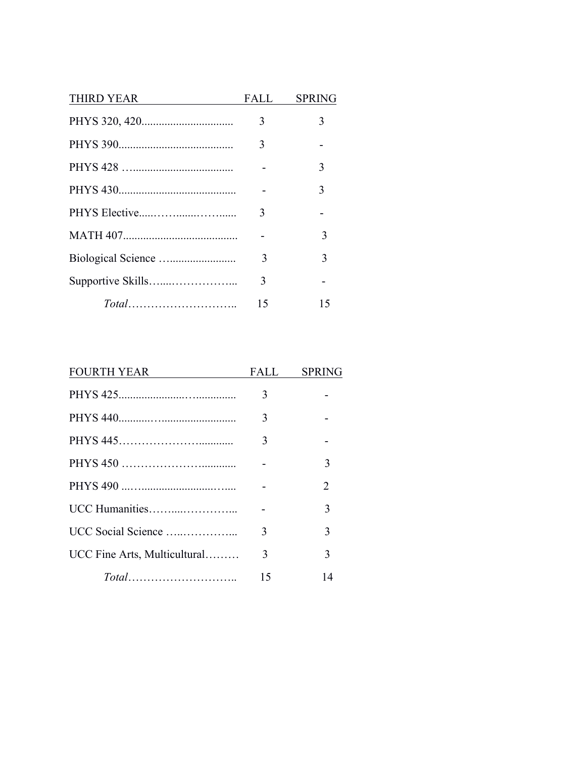| THIRD YEAR | FALL | SPRING |
| --- | --- | --- |
| PHYS 320, 420 | 3 | 3 |
| PHYS 390 | 3 | - |
| PHYS 428 | - | 3 |
| PHYS 430 | - | 3 |
| PHYS Elective | 3 | - |
| MATH 407 | - | 3 |
| Biological Science | 3 | 3 |
| Supportive Skills | 3 | - |
| *Total* | 15 | 15 |

| FOURTH YEAR | FALL | SPRING |
| --- | --- | --- |
| PHYS 425 | 3 | - |
| PHYS 440 | 3 | - |
| PHYS 445 | 3 | - |
| PHYS 450 | - | 3 |
| PHYS 490 | - | 2 |
| UCC Humanities | - | 3 |
| UCC Social Science | 3 | 3 |
| UCC Fine Arts, Multicultural | 3 | 3 |
| *Total* | 15 | 14 |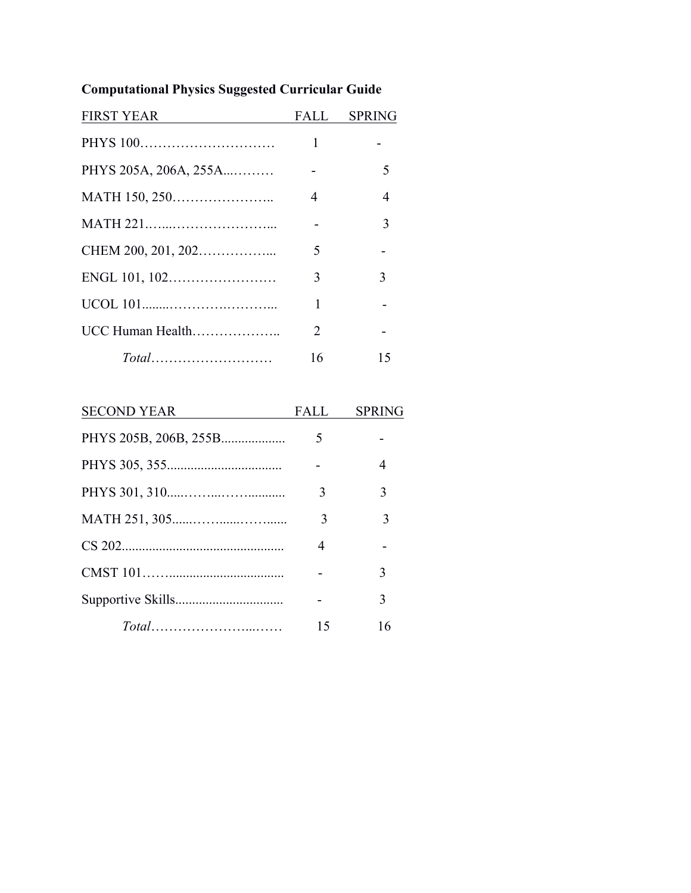**Computational Physics Suggested Curricular Guide**

| FIRST YEAR | FALL | SPRING |
|---|---|---|
| PHYS 100 | 1 | - |
| PHYS 205A, 206A, 255A | - | 5 |
| MATH 150, 250 | 4 | 4 |
| MATH 221 | - | 3 |
| CHEM 200, 201, 202 | 5 | - |
| ENGL 101, 102 | 3 | 3 |
| UCOL 101 | 1 | - |
| UCC Human Health | 2 | - |
| *Total* | 16 | 15 |

| SECOND YEAR | FALL | SPRING |
|---|---|---|
| PHYS 205B, 206B, 255B | 5 | - |
| PHYS 305, 355 | - | 4 |
| PHYS 301, 310 | 3 | 3 |
| MATH 251, 305 | 3 | 3 |
| CS 202 | 4 | - |
| CMST 101 | - | 3 |
| Supportive Skills | - | 3 |
| *Total* | 15 | 16 |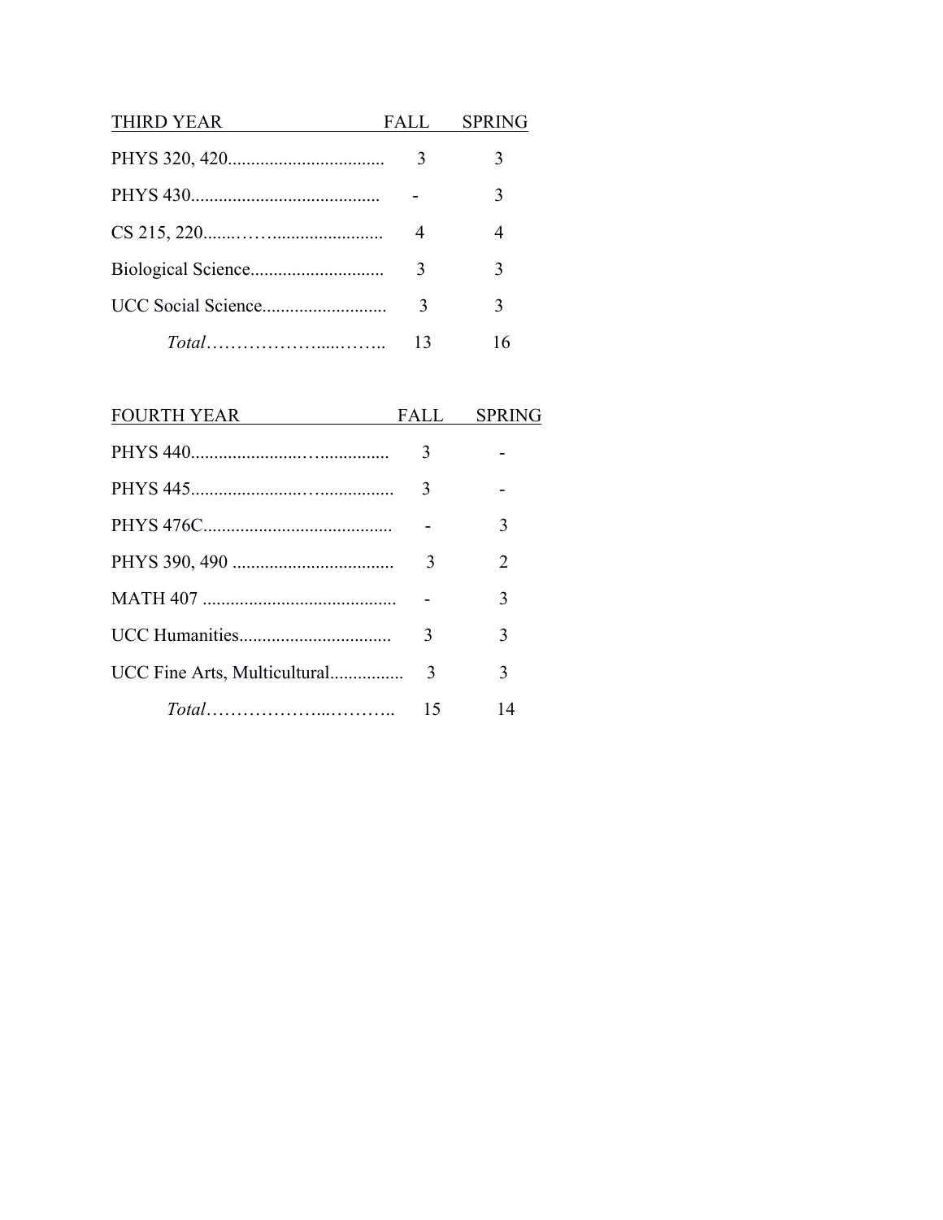| THIRD YEAR | FALL | SPRING |
|---|---|---|
| PHYS 320, 420 | 3 | 3 |
| PHYS 430 | - | 3 |
| CS 215, 220 | 4 | 4 |
| Biological Science | 3 | 3 |
| UCC Social Science | 3 | 3 |
| *Total* | 13 | 16 |

| FOURTH YEAR | FALL | SPRING |
|---|---|---|
| PHYS 440 | 3 | - |
| PHYS 445 | 3 | - |
| PHYS 476C | - | 3 |
| PHYS 390, 490 | 3 | 2 |
| MATH 407 | - | 3 |
| UCC Humanities | 3 | 3 |
| UCC Fine Arts, Multicultural | 3 | 3 |
| *Total* | 15 | 14 |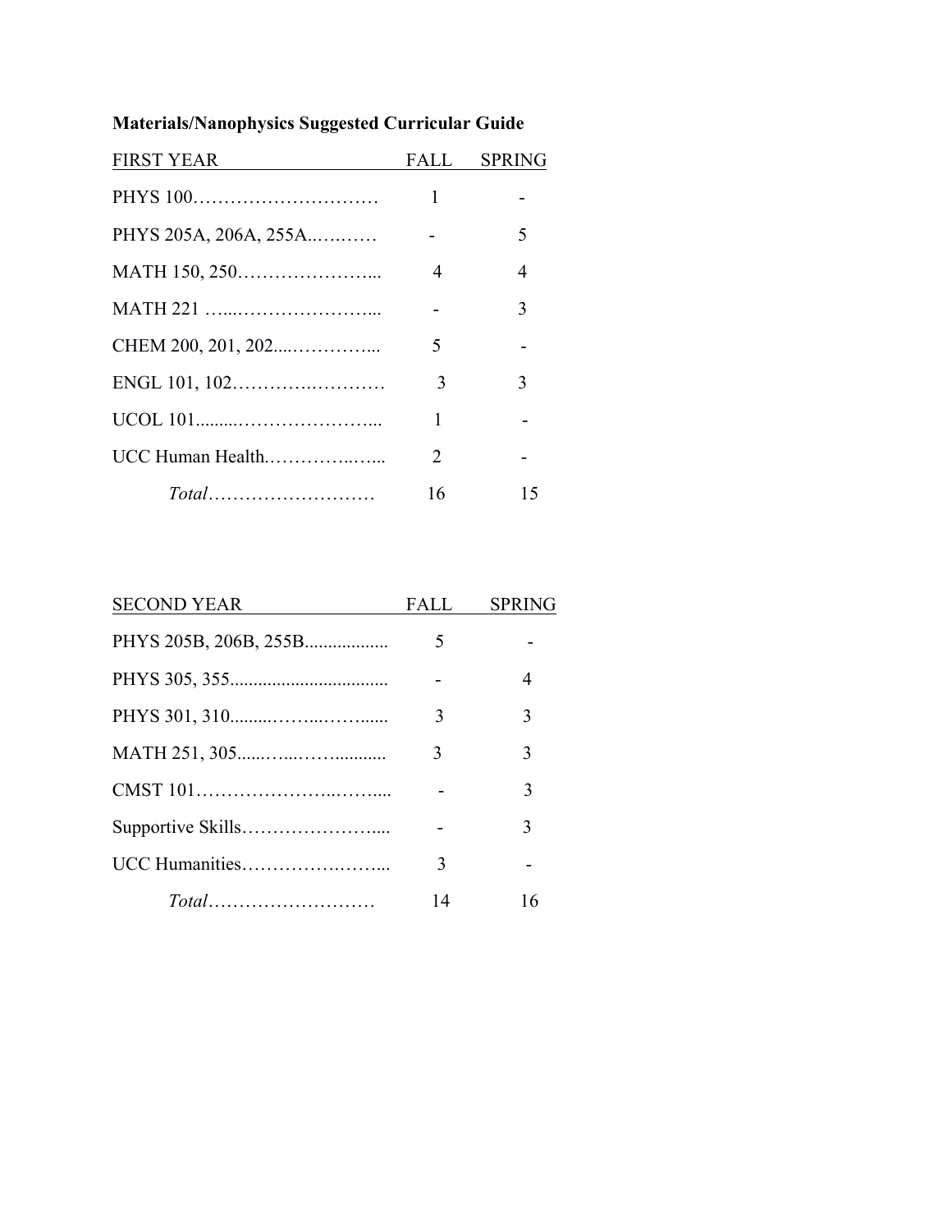**Materials/Nanophysics Suggested Curricular Guide**

| FIRST YEAR | FALL | SPRING |
|---|---|---|
| PHYS 100 | 1 | - |
| PHYS 205A, 206A, 255A | - | 5 |
| MATH 150, 250 | 4 | 4 |
| MATH 221 | - | 3 |
| CHEM 200, 201, 202 | 5 | - |
| ENGL 101, 102 | 3 | 3 |
| UCOL 101 | 1 | - |
| UCC Human Health | 2 | - |
| *Total* | 16 | 15 |

| SECOND YEAR | FALL | SPRING |
|---|---|---|
| PHYS 205B, 206B, 255B | 5 | - |
| PHYS 305, 355 | - | 4 |
| PHYS 301, 310 | 3 | 3 |
| MATH 251, 305 | 3 | 3 |
| CMST 101 | - | 3 |
| Supportive Skills | - | 3 |
| UCC Humanities | 3 | - |
| *Total* | 14 | 16 |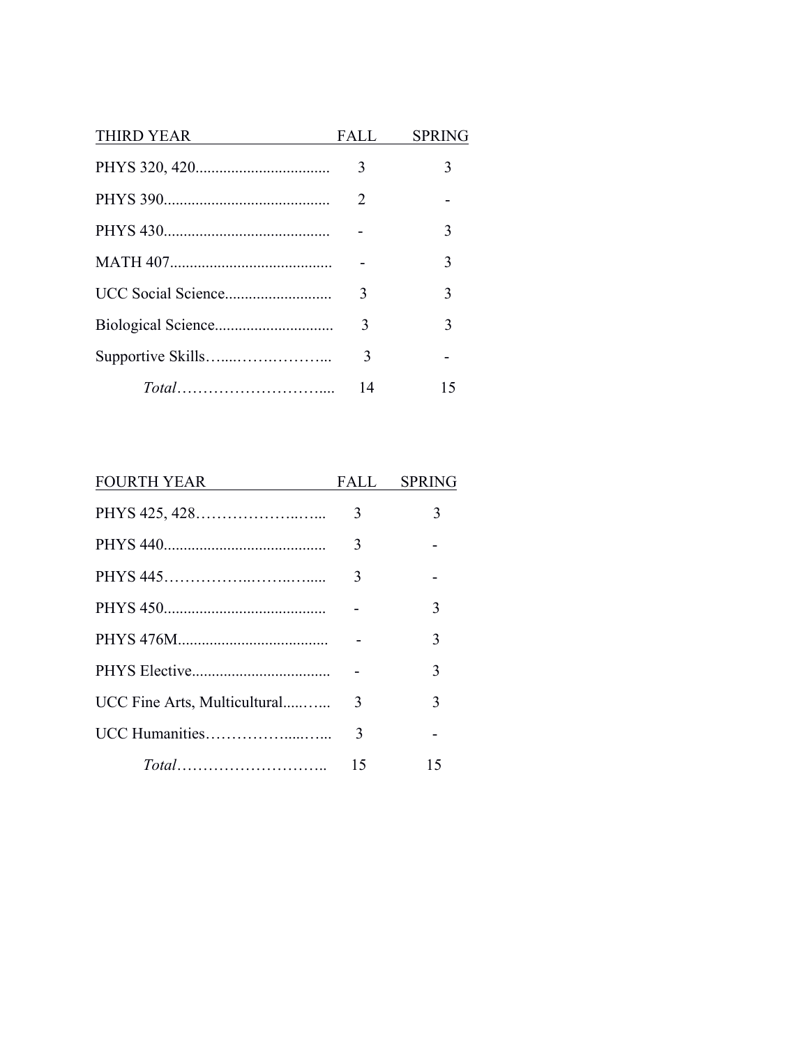| THIRD YEAR | FALL | SPRING |
|---|---|---|
| PHYS 320, 420 | 3 | 3 |
| PHYS 390 | 2 | - |
| PHYS 430 | - | 3 |
| MATH 407 | - | 3 |
| UCC Social Science | 3 | 3 |
| Biological Science | 3 | 3 |
| Supportive Skills | 3 | - |
| *Total* | 14 | 15 |

| FOURTH YEAR | FALL | SPRING |
|---|---|---|
| PHYS 425, 428 | 3 | 3 |
| PHYS 440 | 3 | - |
| PHYS 445 | 3 | - |
| PHYS 450 | - | 3 |
| PHYS 476M | - | 3 |
| PHYS Elective | - | 3 |
| UCC Fine Arts, Multicultural | 3 | 3 |
| UCC Humanities | 3 | - |
| *Total* | 15 | 15 |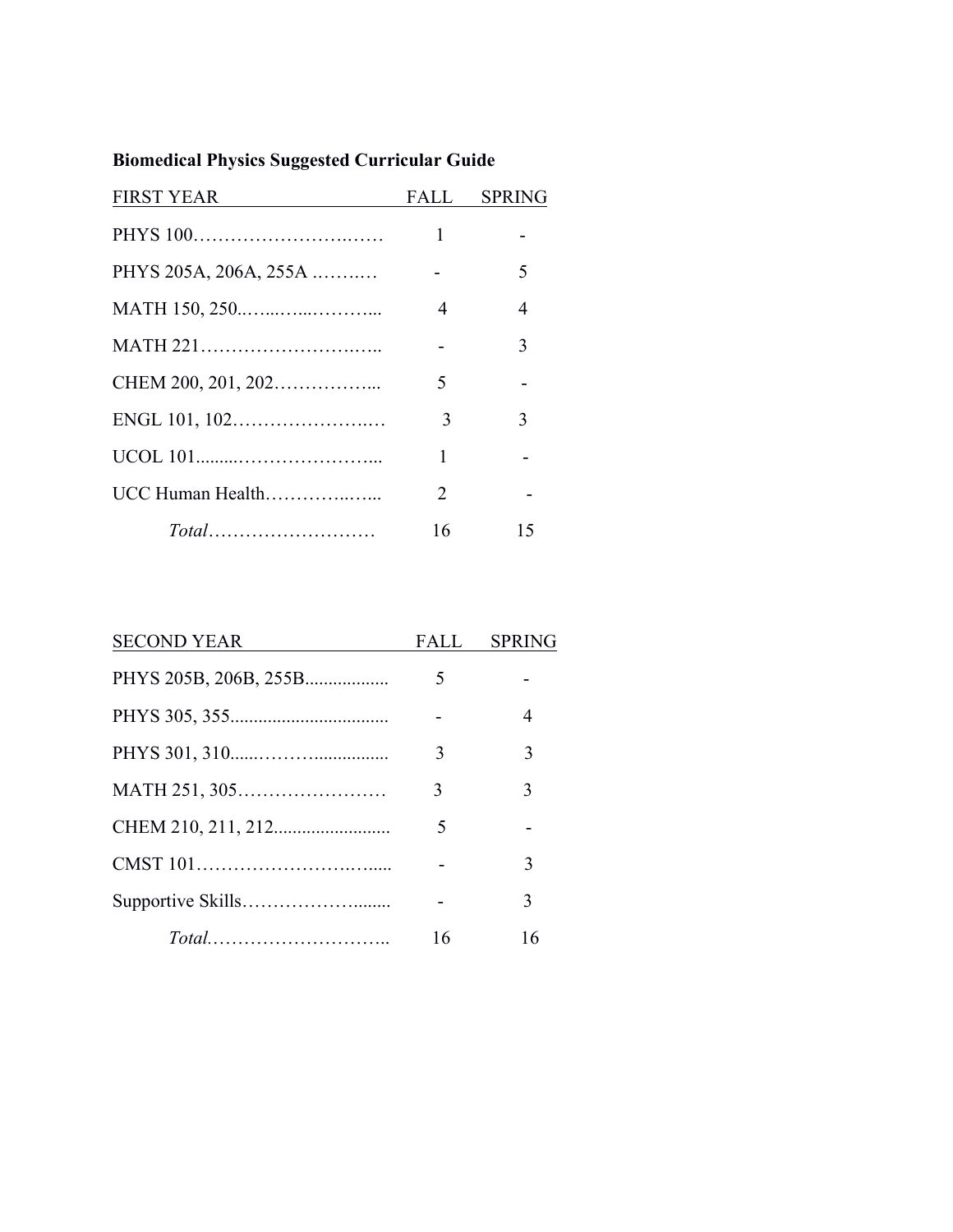**Biomedical Physics Suggested Curricular Guide**

| FIRST YEAR | FALL | SPRING |
| --- | --- | --- |
| PHYS 100 | 1 | - |
| PHYS 205A, 206A, 255A | - | 5 |
| MATH 150, 250 | 4 | 4 |
| MATH 221 | - | 3 |
| CHEM 200, 201, 202 | 5 | - |
| ENGL 101, 102 | 3 | 3 |
| UCOL 101 | 1 | - |
| UCC Human Health | 2 | - |
| *Total* | 16 | 15 |

| SECOND YEAR | FALL | SPRING |
| --- | --- | --- |
| PHYS 205B, 206B, 255B | 5 | - |
| PHYS 305, 355 | - | 4 |
| PHYS 301, 310 | 3 | 3 |
| MATH 251, 305 | 3 | 3 |
| CHEM 210, 211, 212 | 5 | - |
| CMST 101 | - | 3 |
| Supportive Skills | - | 3 |
| *Total* | 16 | 16 |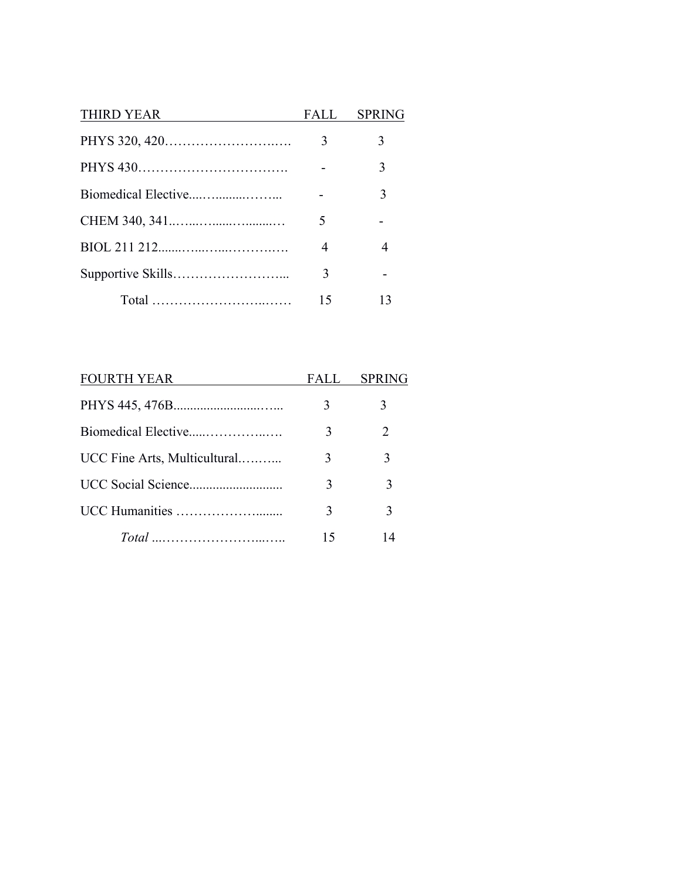| THIRD YEAR | FALL | SPRING |
|---|---|---|
| PHYS 320, 420 | 3 | 3 |
| PHYS 430 | - | 3 |
| Biomedical Elective | - | 3 |
| CHEM 340, 341 | 5 | - |
| BIOL 211 212 | 4 | 4 |
| Supportive Skills | 3 | - |
| Total | 15 | 13 |

| FOURTH YEAR | FALL | SPRING |
|---|---|---|
| PHYS 445, 476B | 3 | 3 |
| Biomedical Elective | 3 | 2 |
| UCC Fine Arts, Multicultural | 3 | 3 |
| UCC Social Science | 3 | 3 |
| UCC Humanities | 3 | 3 |
| *Total* | 15 | 14 |